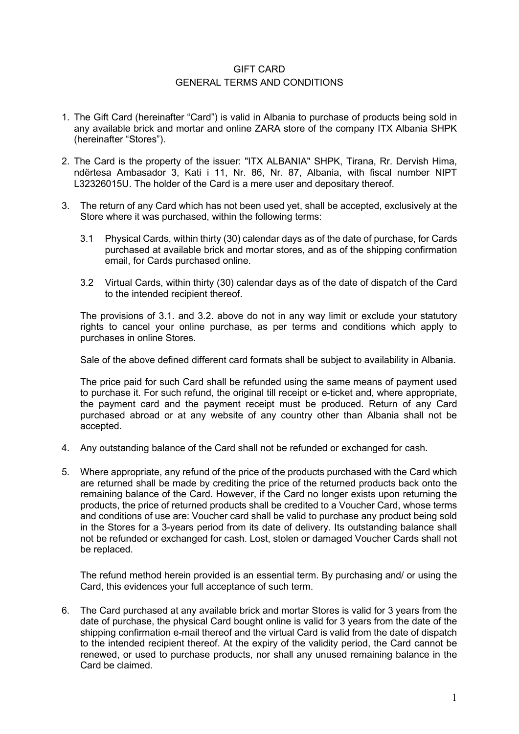# GIFT CARD
## GENERAL TERMS AND CONDITIONS

1. The Gift Card (hereinafter "Card") is valid in Albania to purchase of products being sold in any available brick and mortar and online ZARA store of the company ITX Albania SHPK (hereinafter "Stores").

2. The Card is the property of the issuer: "ITX ALBANIA" SHPK, Tirana, Rr. Dervish Hima, ndërtesa Ambasador 3, Kati i 11, Nr. 86, Nr. 87, Albania, with fiscal number NIPT L32326015U. The holder of the Card is a mere user and depositary thereof.

3. The return of any Card which has not been used yet, shall be accepted, exclusively at the Store where it was purchased, within the following terms:

   3.1 Physical Cards, within thirty (30) calendar days as of the date of purchase, for Cards purchased at available brick and mortar stores, and as of the shipping confirmation email, for Cards purchased online.

   3.2 Virtual Cards, within thirty (30) calendar days as of the date of dispatch of the Card to the intended recipient thereof.

   The provisions of 3.1. and 3.2. above do not in any way limit or exclude your statutory rights to cancel your online purchase, as per terms and conditions which apply to purchases in online Stores.

   Sale of the above defined different card formats shall be subject to availability in Albania.

   The price paid for such Card shall be refunded using the same means of payment used to purchase it. For such refund, the original till receipt or e-ticket and, where appropriate, the payment card and the payment receipt must be produced. Return of any Card purchased abroad or at any website of any country other than Albania shall not be accepted.

4. Any outstanding balance of the Card shall not be refunded or exchanged for cash.

5. Where appropriate, any refund of the price of the products purchased with the Card which are returned shall be made by crediting the price of the returned products back onto the remaining balance of the Card. However, if the Card no longer exists upon returning the products, the price of returned products shall be credited to a Voucher Card, whose terms and conditions of use are: Voucher card shall be valid to purchase any product being sold in the Stores for a 3-years period from its date of delivery. Its outstanding balance shall not be refunded or exchanged for cash. Lost, stolen or damaged Voucher Cards shall not be replaced.

   The refund method herein provided is an essential term. By purchasing and/ or using the Card, this evidences your full acceptance of such term.

6. The Card purchased at any available brick and mortar Stores is valid for 3 years from the date of purchase, the physical Card bought online is valid for 3 years from the date of the shipping confirmation e-mail thereof and the virtual Card is valid from the date of dispatch to the intended recipient thereof. At the expiry of the validity period, the Card cannot be renewed, or used to purchase products, nor shall any unused remaining balance in the Card be claimed.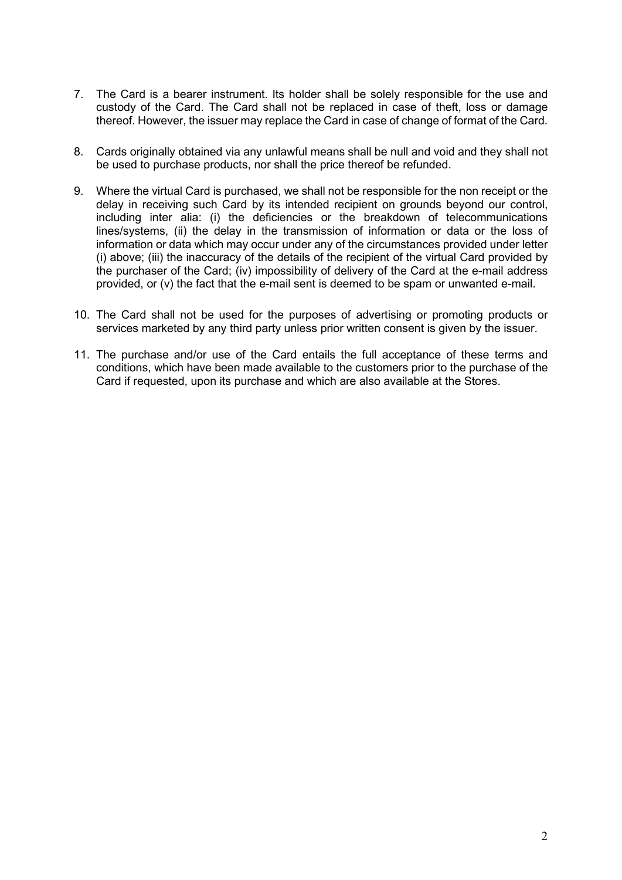7. The Card is a bearer instrument. Its holder shall be solely responsible for the use and custody of the Card. The Card shall not be replaced in case of theft, loss or damage thereof. However, the issuer may replace the Card in case of change of format of the Card.

8. Cards originally obtained via any unlawful means shall be null and void and they shall not be used to purchase products, nor shall the price thereof be refunded.

9. Where the virtual Card is purchased, we shall not be responsible for the non receipt or the delay in receiving such Card by its intended recipient on grounds beyond our control, including inter alia: (i) the deficiencies or the breakdown of telecommunications lines/systems, (ii) the delay in the transmission of information or data or the loss of information or data which may occur under any of the circumstances provided under letter (i) above; (iii) the inaccuracy of the details of the recipient of the virtual Card provided by the purchaser of the Card; (iv) impossibility of delivery of the Card at the e-mail address provided, or (v) the fact that the e-mail sent is deemed to be spam or unwanted e-mail.

10. The Card shall not be used for the purposes of advertising or promoting products or services marketed by any third party unless prior written consent is given by the issuer.

11. The purchase and/or use of the Card entails the full acceptance of these terms and conditions, which have been made available to the customers prior to the purchase of the Card if requested, upon its purchase and which are also available at the Stores.